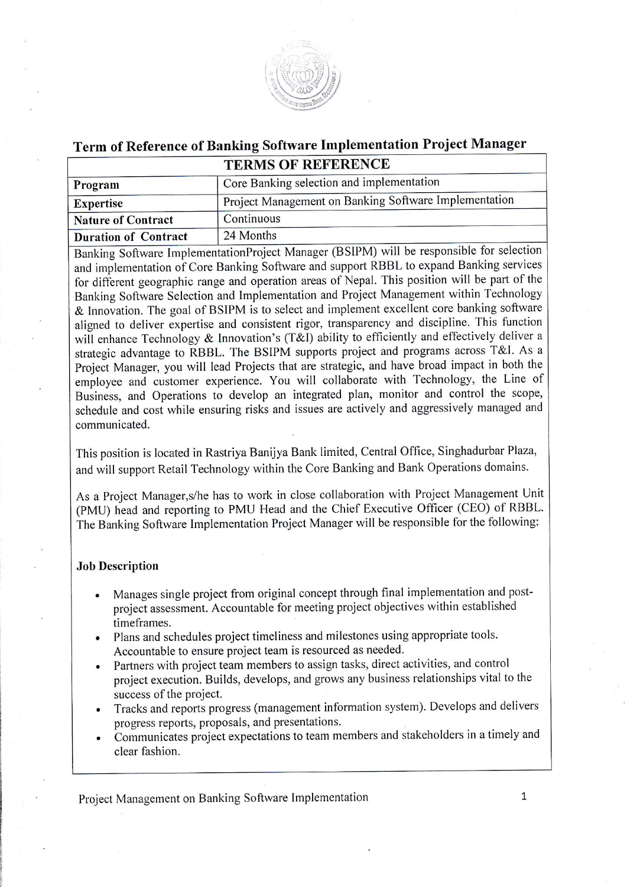# Term of Reference of Banking Software Implementation Project Manager

| TERMS OF REFERENCE | |
|---|---|
| **Program** | Core Banking selection and implementation |
| **Expertise** | Project Management on Banking Software Implementation |
| **Nature of Contract** | Continuous |
| **Duration of Contract** | 24 Months |

Banking Software ImplementationProject Manager (BSIPM) will be responsible for selection and implementation of Core Banking Software and support RBBL to expand Banking services for different geographic range and operation areas of Nepal. This position will be part of the Banking Software Selection and Implementation and Project Management within Technology & Innovation. The goal of BSIPM is to select and implement excellent core banking software aligned to deliver expertise and consistent rigor, transparency and discipline. This function will enhance Technology & Innovation's (T&I) ability to efficiently and effectively deliver a strategic advantage to RBBL. The BSIPM supports project and programs across T&I. As a Project Manager, you will lead Projects that are strategic, and have broad impact in both the employee and customer experience. You will collaborate with Technology, the Line of Business, and Operations to develop an integrated plan, monitor and control the scope, schedule and cost while ensuring risks and issues are actively and aggressively managed and communicated.

This position is located in Rastriya Banijya Bank limited, Central Office, Singhadurbar Plaza, and will support Retail Technology within the Core Banking and Bank Operations domains.

As a Project Manager,s/he has to work in close collaboration with Project Management Unit (PMU) head and reporting to PMU Head and the Chief Executive Officer (CEO) of RBBL. The Banking Software Implementation Project Manager will be responsible for the following:

**Job Description**

- Manages single project from original concept through final implementation and post-project assessment. Accountable for meeting project objectives within established timeframes.
- Plans and schedules project timeliness and milestones using appropriate tools. Accountable to ensure project team is resourced as needed.
- Partners with project team members to assign tasks, direct activities, and control project execution. Builds, develops, and grows any business relationships vital to the success of the project.
- Tracks and reports progress (management information system). Develops and delivers progress reports, proposals, and presentations.
- Communicates project expectations to team members and stakeholders in a timely and clear fashion.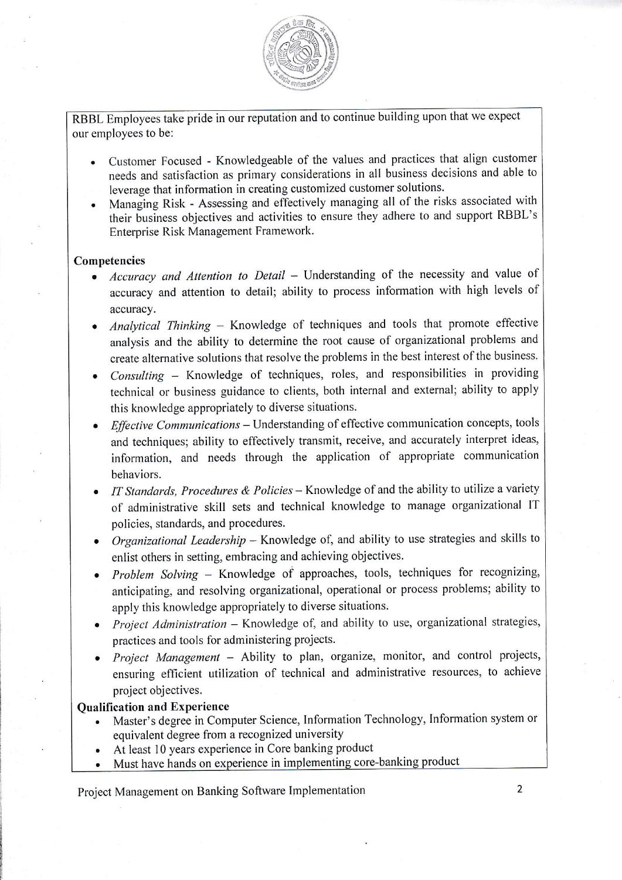RBBL Employees take pride in our reputation and to continue building upon that we expect our employees to be:

- Customer Focused - Knowledgeable of the values and practices that align customer needs and satisfaction as primary considerations in all business decisions and able to leverage that information in creating customized customer solutions.
- Managing Risk - Assessing and effectively managing all of the risks associated with their business objectives and activities to ensure they adhere to and support RBBL's Enterprise Risk Management Framework.

**Competencies**

- *Accuracy and Attention to Detail* – Understanding of the necessity and value of accuracy and attention to detail; ability to process information with high levels of accuracy.
- *Analytical Thinking* – Knowledge of techniques and tools that promote effective analysis and the ability to determine the root cause of organizational problems and create alternative solutions that resolve the problems in the best interest of the business.
- *Consulting* – Knowledge of techniques, roles, and responsibilities in providing technical or business guidance to clients, both internal and external; ability to apply this knowledge appropriately to diverse situations.
- *Effective Communications* – Understanding of effective communication concepts, tools and techniques; ability to effectively transmit, receive, and accurately interpret ideas, information, and needs through the application of appropriate communication behaviors.
- *IT Standards, Procedures & Policies* – Knowledge of and the ability to utilize a variety of administrative skill sets and technical knowledge to manage organizational IT policies, standards, and procedures.
- *Organizational Leadership* – Knowledge of, and ability to use strategies and skills to enlist others in setting, embracing and achieving objectives.
- *Problem Solving* – Knowledge of approaches, tools, techniques for recognizing, anticipating, and resolving organizational, operational or process problems; ability to apply this knowledge appropriately to diverse situations.
- *Project Administration* – Knowledge of, and ability to use, organizational strategies, practices and tools for administering projects.
- *Project Management* – Ability to plan, organize, monitor, and control projects, ensuring efficient utilization of technical and administrative resources, to achieve project objectives.

**Qualification and Experience**

- Master's degree in Computer Science, Information Technology, Information system or equivalent degree from a recognized university
- At least 10 years experience in Core banking product
- Must have hands on experience in implementing core-banking product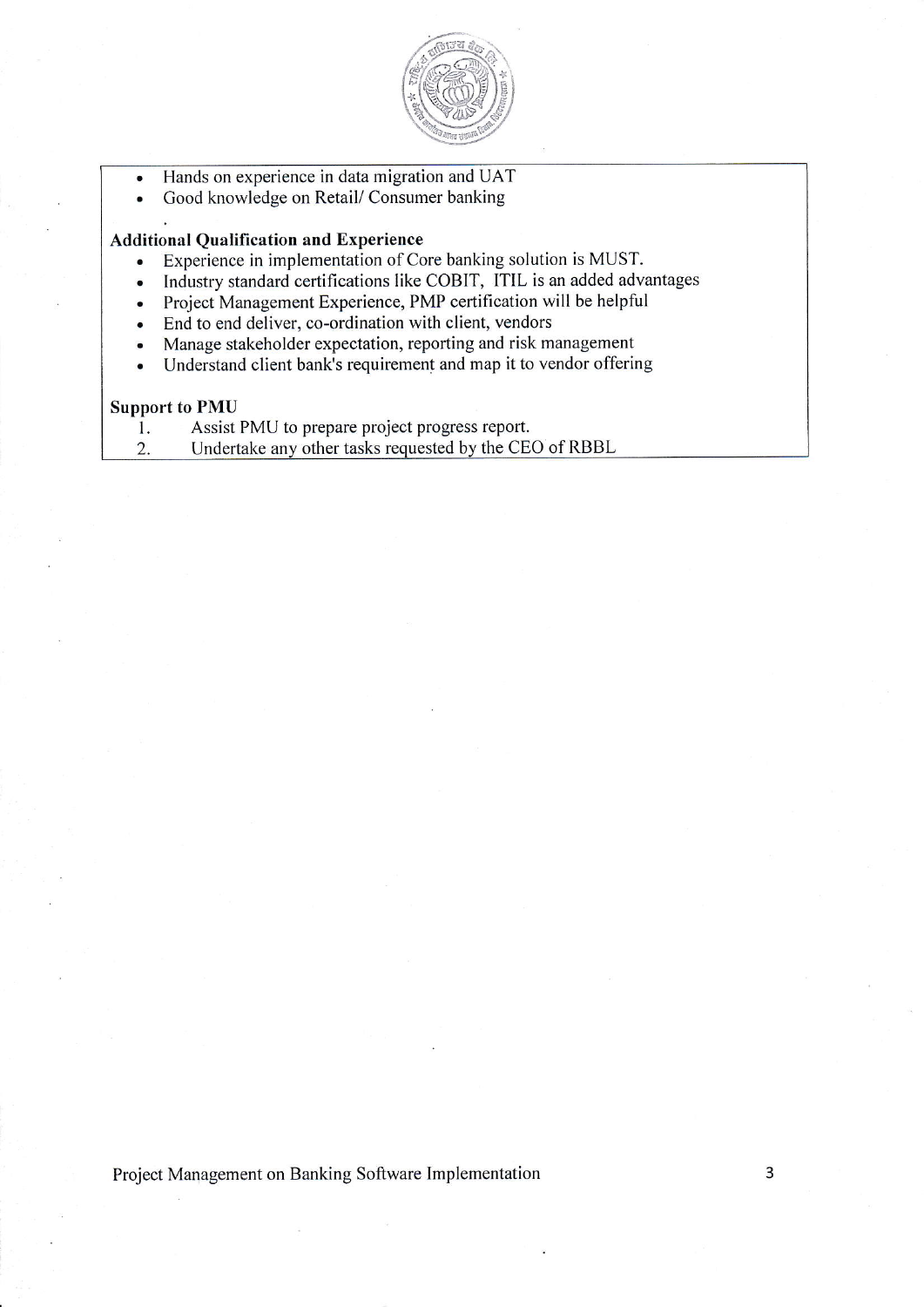- Hands on experience in data migration and UAT
- Good knowledge on Retail/ Consumer banking

**Additional Qualification and Experience**

- Experience in implementation of Core banking solution is MUST.
- Industry standard certifications like COBIT, ITIL is an added advantages
- Project Management Experience, PMP certification will be helpful
- End to end deliver, co-ordination with client, vendors
- Manage stakeholder expectation, reporting and risk management
- Understand client bank's requirement and map it to vendor offering

**Support to PMU**

1. Assist PMU to prepare project progress report.
2. Undertake any other tasks requested by the CEO of RBBL